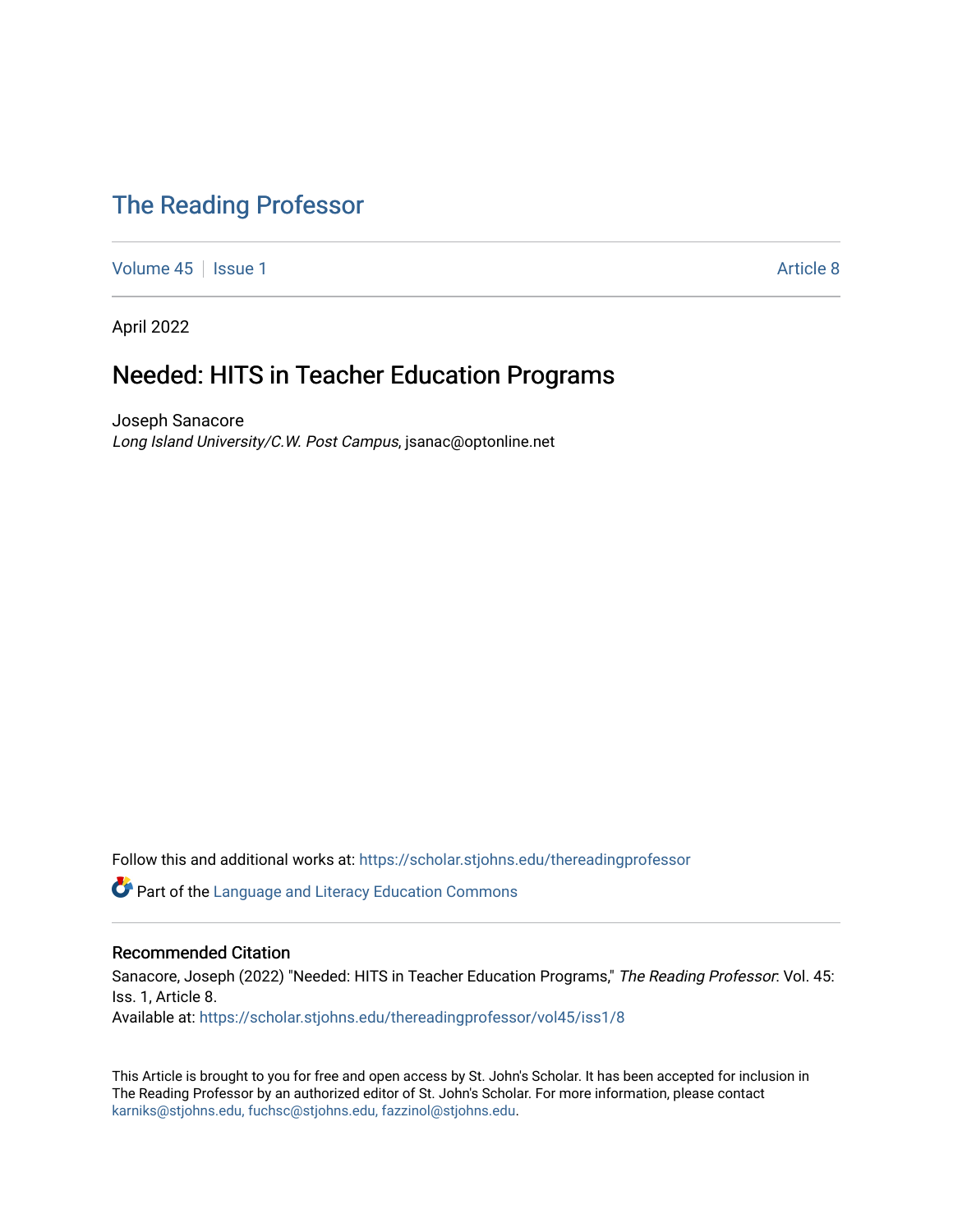# The Reading Professor

Volume 45 | Issue 1 | Article 8

April 2022

## Needed: HITS in Teacher Education Programs

Joseph Sanacore  
*Long Island University/C.W. Post Campus*, jsanac@optonline.net

Follow this and additional works at: https://scholar.stjohns.edu/thereadingprofessor

Part of the Language and Literacy Education Commons

### Recommended Citation

Sanacore, Joseph (2022) "Needed: HITS in Teacher Education Programs," *The Reading Professor*: Vol. 45: Iss. 1, Article 8.  
Available at: https://scholar.stjohns.edu/thereadingprofessor/vol45/iss1/8

This Article is brought to you for free and open access by St. John's Scholar. It has been accepted for inclusion in The Reading Professor by an authorized editor of St. John's Scholar. For more information, please contact karniks@stjohns.edu, fuchsc@stjohns.edu, fazzinol@stjohns.edu.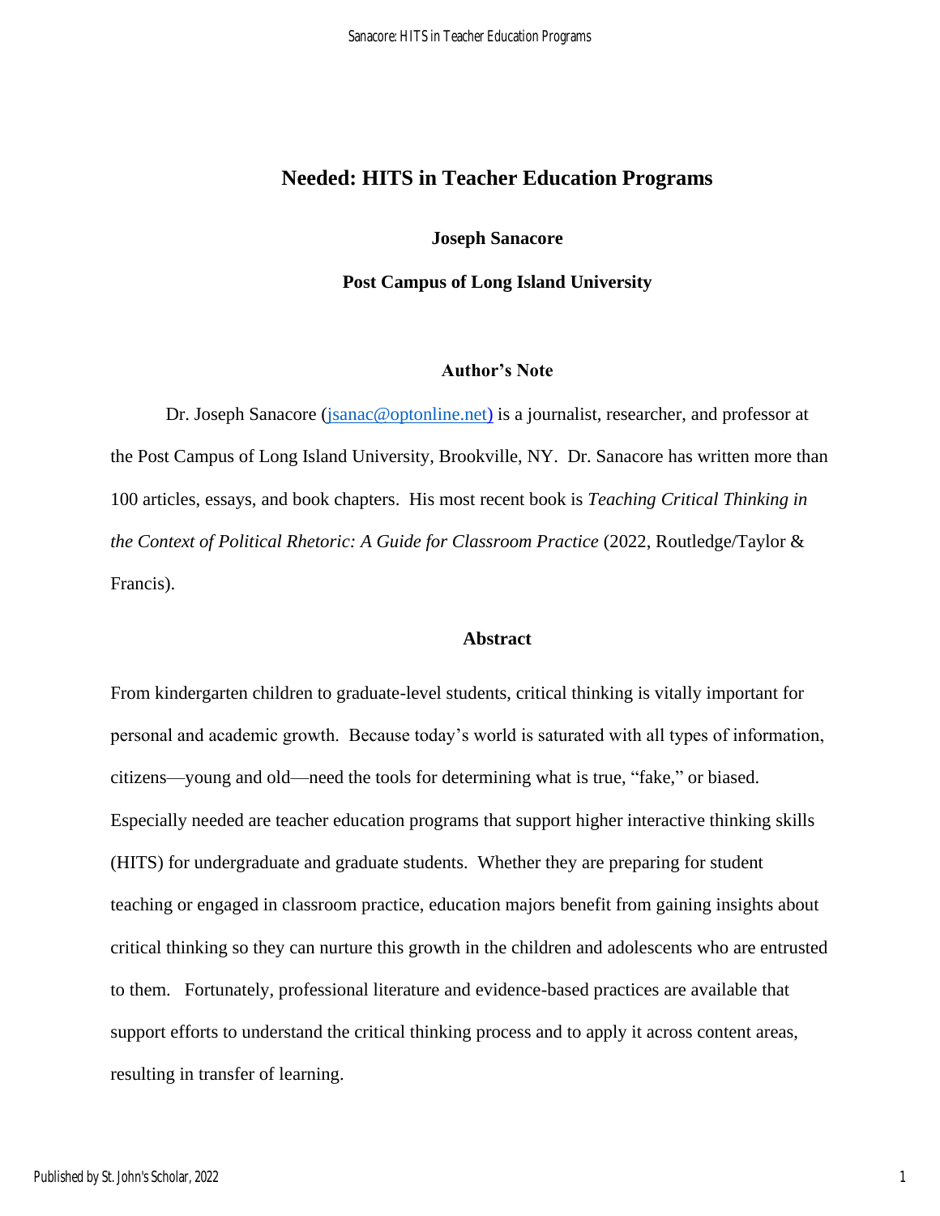# Needed: HITS in Teacher Education Programs

**Joseph Sanacore**

**Post Campus of Long Island University**

## Author's Note

Dr. Joseph Sanacore (jsanac@optonline.net) is a journalist, researcher, and professor at the Post Campus of Long Island University, Brookville, NY. Dr. Sanacore has written more than 100 articles, essays, and book chapters. His most recent book is *Teaching Critical Thinking in the Context of Political Rhetoric: A Guide for Classroom Practice* (2022, Routledge/Taylor & Francis).

## Abstract

From kindergarten children to graduate-level students, critical thinking is vitally important for personal and academic growth. Because today's world is saturated with all types of information, citizens—young and old—need the tools for determining what is true, "fake," or biased. Especially needed are teacher education programs that support higher interactive thinking skills (HITS) for undergraduate and graduate students. Whether they are preparing for student teaching or engaged in classroom practice, education majors benefit from gaining insights about critical thinking so they can nurture this growth in the children and adolescents who are entrusted to them. Fortunately, professional literature and evidence-based practices are available that support efforts to understand the critical thinking process and to apply it across content areas, resulting in transfer of learning.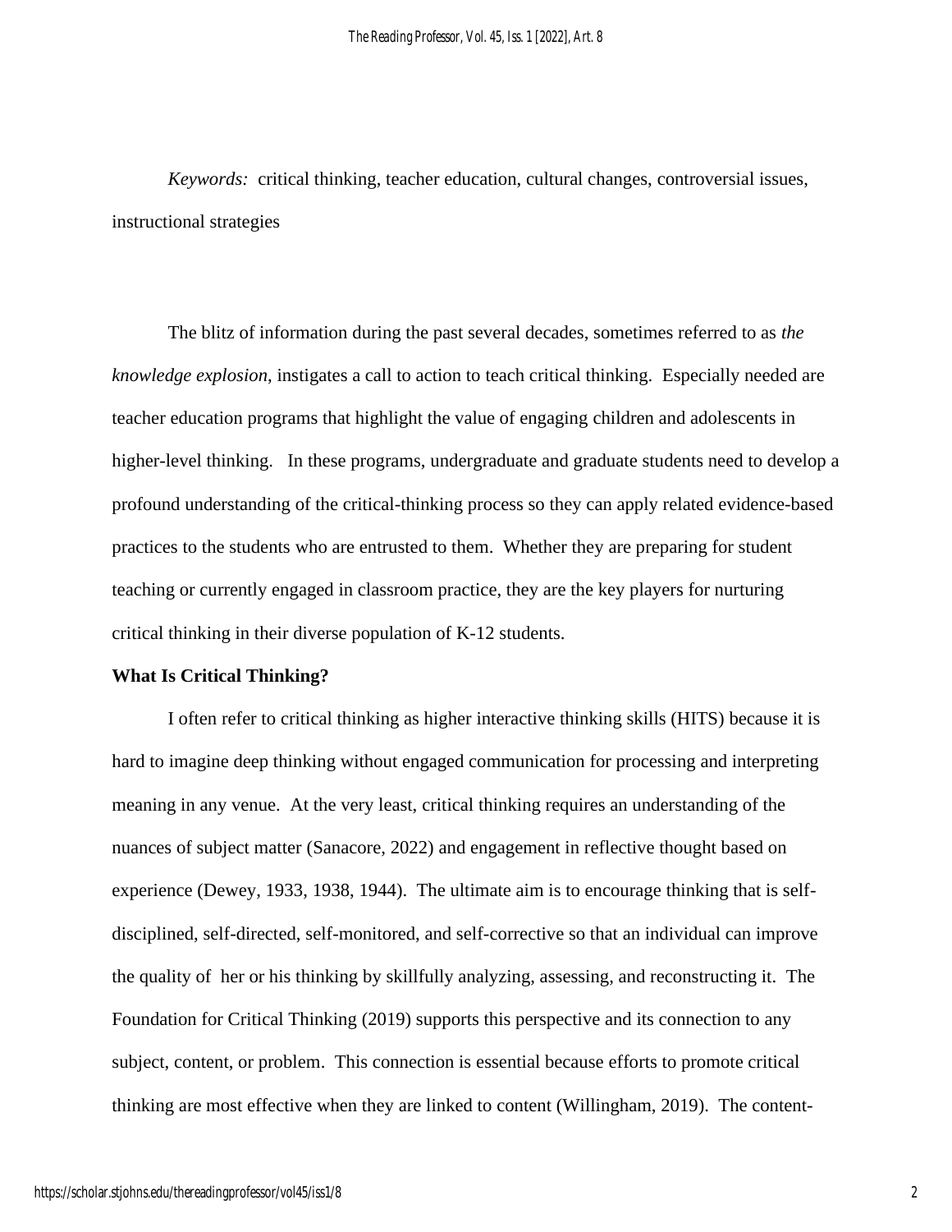*Keywords:* critical thinking, teacher education, cultural changes, controversial issues, instructional strategies

The blitz of information during the past several decades, sometimes referred to as *the knowledge explosion*, instigates a call to action to teach critical thinking. Especially needed are teacher education programs that highlight the value of engaging children and adolescents in higher-level thinking. In these programs, undergraduate and graduate students need to develop a profound understanding of the critical-thinking process so they can apply related evidence-based practices to the students who are entrusted to them. Whether they are preparing for student teaching or currently engaged in classroom practice, they are the key players for nurturing critical thinking in their diverse population of K-12 students.

**What Is Critical Thinking?**

I often refer to critical thinking as higher interactive thinking skills (HITS) because it is hard to imagine deep thinking without engaged communication for processing and interpreting meaning in any venue. At the very least, critical thinking requires an understanding of the nuances of subject matter (Sanacore, 2022) and engagement in reflective thought based on experience (Dewey, 1933, 1938, 1944). The ultimate aim is to encourage thinking that is self-disciplined, self-directed, self-monitored, and self-corrective so that an individual can improve the quality of her or his thinking by skillfully analyzing, assessing, and reconstructing it. The Foundation for Critical Thinking (2019) supports this perspective and its connection to any subject, content, or problem. This connection is essential because efforts to promote critical thinking are most effective when they are linked to content (Willingham, 2019). The content-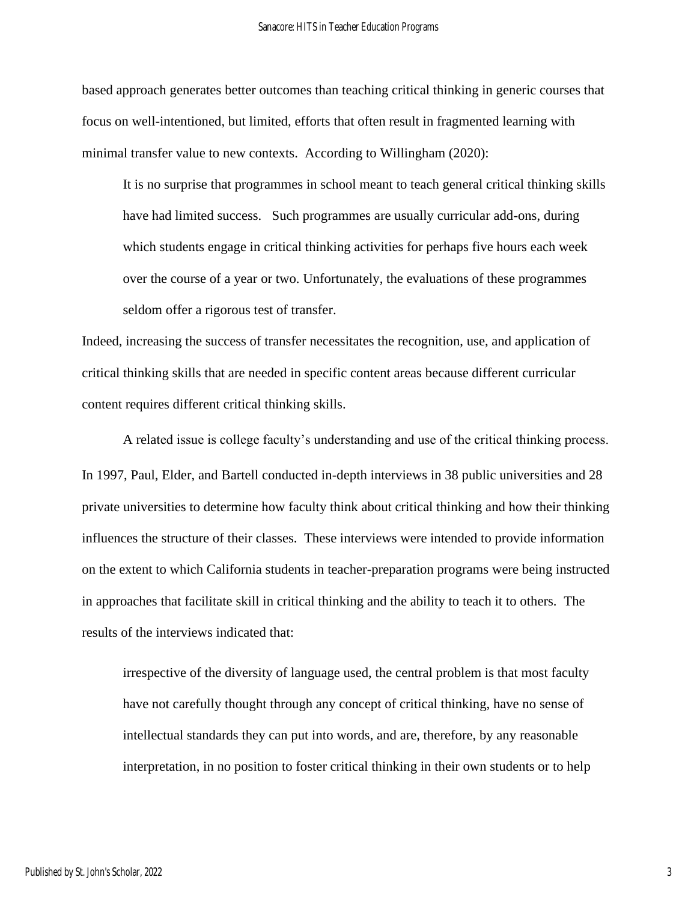based approach generates better outcomes than teaching critical thinking in generic courses that focus on well-intentioned, but limited, efforts that often result in fragmented learning with minimal transfer value to new contexts. According to Willingham (2020):

> It is no surprise that programmes in school meant to teach general critical thinking skills have had limited success. Such programmes are usually curricular add-ons, during which students engage in critical thinking activities for perhaps five hours each week over the course of a year or two. Unfortunately, the evaluations of these programmes seldom offer a rigorous test of transfer.

Indeed, increasing the success of transfer necessitates the recognition, use, and application of critical thinking skills that are needed in specific content areas because different curricular content requires different critical thinking skills.

A related issue is college faculty's understanding and use of the critical thinking process. In 1997, Paul, Elder, and Bartell conducted in-depth interviews in 38 public universities and 28 private universities to determine how faculty think about critical thinking and how their thinking influences the structure of their classes. These interviews were intended to provide information on the extent to which California students in teacher-preparation programs were being instructed in approaches that facilitate skill in critical thinking and the ability to teach it to others. The results of the interviews indicated that:

> irrespective of the diversity of language used, the central problem is that most faculty have not carefully thought through any concept of critical thinking, have no sense of intellectual standards they can put into words, and are, therefore, by any reasonable interpretation, in no position to foster critical thinking in their own students or to help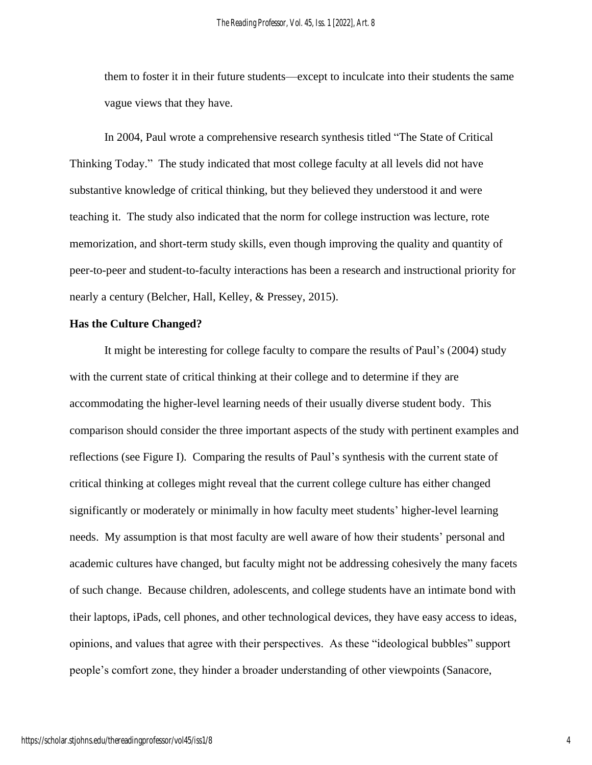them to foster it in their future students—except to inculcate into their students the same vague views that they have.

In 2004, Paul wrote a comprehensive research synthesis titled "The State of Critical Thinking Today." The study indicated that most college faculty at all levels did not have substantive knowledge of critical thinking, but they believed they understood it and were teaching it. The study also indicated that the norm for college instruction was lecture, rote memorization, and short-term study skills, even though improving the quality and quantity of peer-to-peer and student-to-faculty interactions has been a research and instructional priority for nearly a century (Belcher, Hall, Kelley, & Pressey, 2015).

**Has the Culture Changed?**

It might be interesting for college faculty to compare the results of Paul's (2004) study with the current state of critical thinking at their college and to determine if they are accommodating the higher-level learning needs of their usually diverse student body. This comparison should consider the three important aspects of the study with pertinent examples and reflections (see Figure I). Comparing the results of Paul's synthesis with the current state of critical thinking at colleges might reveal that the current college culture has either changed significantly or moderately or minimally in how faculty meet students' higher-level learning needs. My assumption is that most faculty are well aware of how their students' personal and academic cultures have changed, but faculty might not be addressing cohesively the many facets of such change. Because children, adolescents, and college students have an intimate bond with their laptops, iPads, cell phones, and other technological devices, they have easy access to ideas, opinions, and values that agree with their perspectives. As these "ideological bubbles" support people's comfort zone, they hinder a broader understanding of other viewpoints (Sanacore,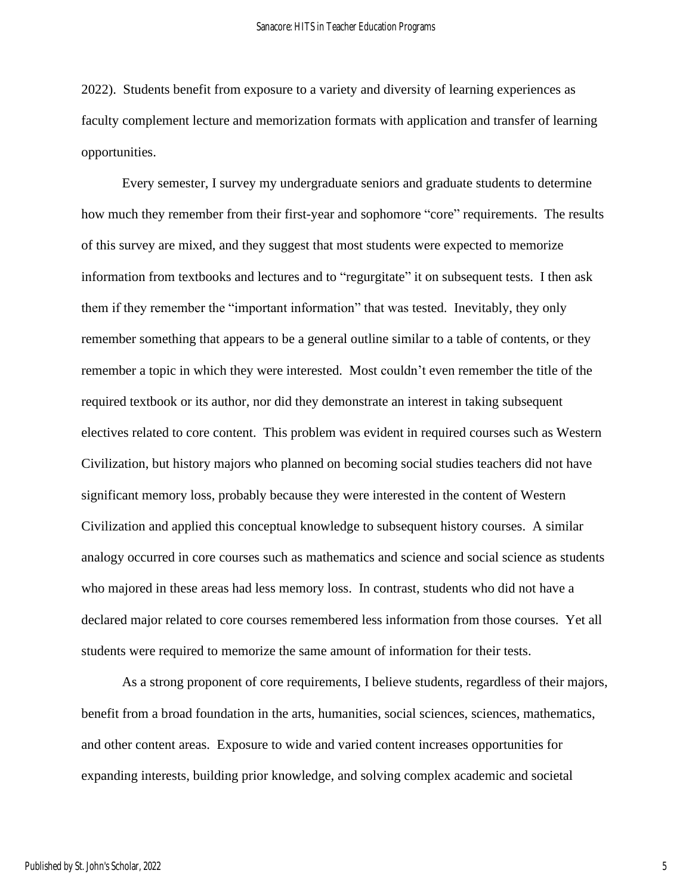2022). Students benefit from exposure to a variety and diversity of learning experiences as faculty complement lecture and memorization formats with application and transfer of learning opportunities.

Every semester, I survey my undergraduate seniors and graduate students to determine how much they remember from their first-year and sophomore "core" requirements. The results of this survey are mixed, and they suggest that most students were expected to memorize information from textbooks and lectures and to "regurgitate" it on subsequent tests. I then ask them if they remember the "important information" that was tested. Inevitably, they only remember something that appears to be a general outline similar to a table of contents, or they remember a topic in which they were interested. Most couldn't even remember the title of the required textbook or its author, nor did they demonstrate an interest in taking subsequent electives related to core content. This problem was evident in required courses such as Western Civilization, but history majors who planned on becoming social studies teachers did not have significant memory loss, probably because they were interested in the content of Western Civilization and applied this conceptual knowledge to subsequent history courses. A similar analogy occurred in core courses such as mathematics and science and social science as students who majored in these areas had less memory loss. In contrast, students who did not have a declared major related to core courses remembered less information from those courses. Yet all students were required to memorize the same amount of information for their tests.

As a strong proponent of core requirements, I believe students, regardless of their majors, benefit from a broad foundation in the arts, humanities, social sciences, sciences, mathematics, and other content areas. Exposure to wide and varied content increases opportunities for expanding interests, building prior knowledge, and solving complex academic and societal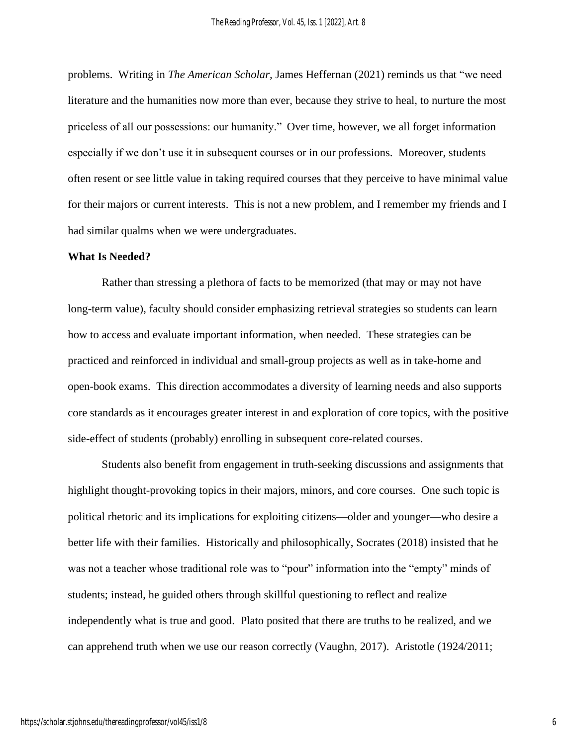problems. Writing in *The American Scholar,* James Heffernan (2021) reminds us that "we need literature and the humanities now more than ever, because they strive to heal, to nurture the most priceless of all our possessions: our humanity." Over time, however, we all forget information especially if we don't use it in subsequent courses or in our professions. Moreover, students often resent or see little value in taking required courses that they perceive to have minimal value for their majors or current interests. This is not a new problem, and I remember my friends and I had similar qualms when we were undergraduates.

**What Is Needed?**

Rather than stressing a plethora of facts to be memorized (that may or may not have long-term value), faculty should consider emphasizing retrieval strategies so students can learn how to access and evaluate important information, when needed. These strategies can be practiced and reinforced in individual and small-group projects as well as in take-home and open-book exams. This direction accommodates a diversity of learning needs and also supports core standards as it encourages greater interest in and exploration of core topics, with the positive side-effect of students (probably) enrolling in subsequent core-related courses.

Students also benefit from engagement in truth-seeking discussions and assignments that highlight thought-provoking topics in their majors, minors, and core courses. One such topic is political rhetoric and its implications for exploiting citizens—older and younger—who desire a better life with their families. Historically and philosophically, Socrates (2018) insisted that he was not a teacher whose traditional role was to "pour" information into the "empty" minds of students; instead, he guided others through skillful questioning to reflect and realize independently what is true and good. Plato posited that there are truths to be realized, and we can apprehend truth when we use our reason correctly (Vaughn, 2017). Aristotle (1924/2011;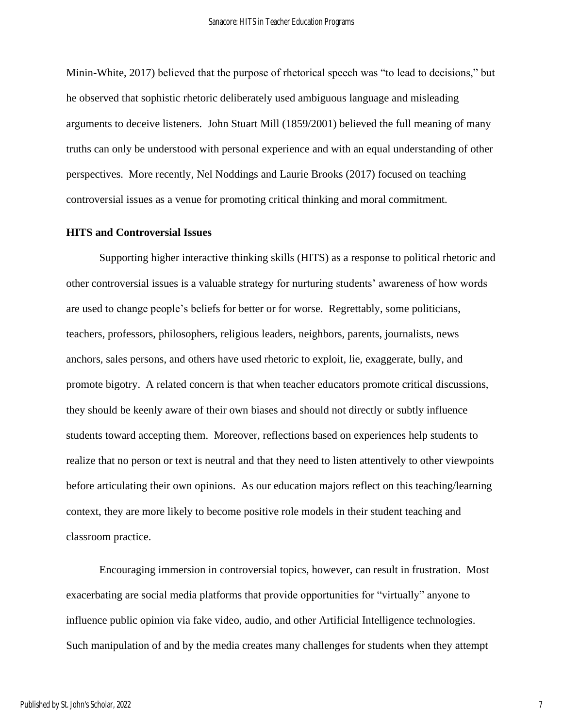Minin-White, 2017) believed that the purpose of rhetorical speech was "to lead to decisions," but he observed that sophistic rhetoric deliberately used ambiguous language and misleading arguments to deceive listeners. John Stuart Mill (1859/2001) believed the full meaning of many truths can only be understood with personal experience and with an equal understanding of other perspectives. More recently, Nel Noddings and Laurie Brooks (2017) focused on teaching controversial issues as a venue for promoting critical thinking and moral commitment.

**HITS and Controversial Issues**

Supporting higher interactive thinking skills (HITS) as a response to political rhetoric and other controversial issues is a valuable strategy for nurturing students' awareness of how words are used to change people's beliefs for better or for worse. Regrettably, some politicians, teachers, professors, philosophers, religious leaders, neighbors, parents, journalists, news anchors, sales persons, and others have used rhetoric to exploit, lie, exaggerate, bully, and promote bigotry. A related concern is that when teacher educators promote critical discussions, they should be keenly aware of their own biases and should not directly or subtly influence students toward accepting them. Moreover, reflections based on experiences help students to realize that no person or text is neutral and that they need to listen attentively to other viewpoints before articulating their own opinions. As our education majors reflect on this teaching/learning context, they are more likely to become positive role models in their student teaching and classroom practice.

Encouraging immersion in controversial topics, however, can result in frustration. Most exacerbating are social media platforms that provide opportunities for "virtually" anyone to influence public opinion via fake video, audio, and other Artificial Intelligence technologies. Such manipulation of and by the media creates many challenges for students when they attempt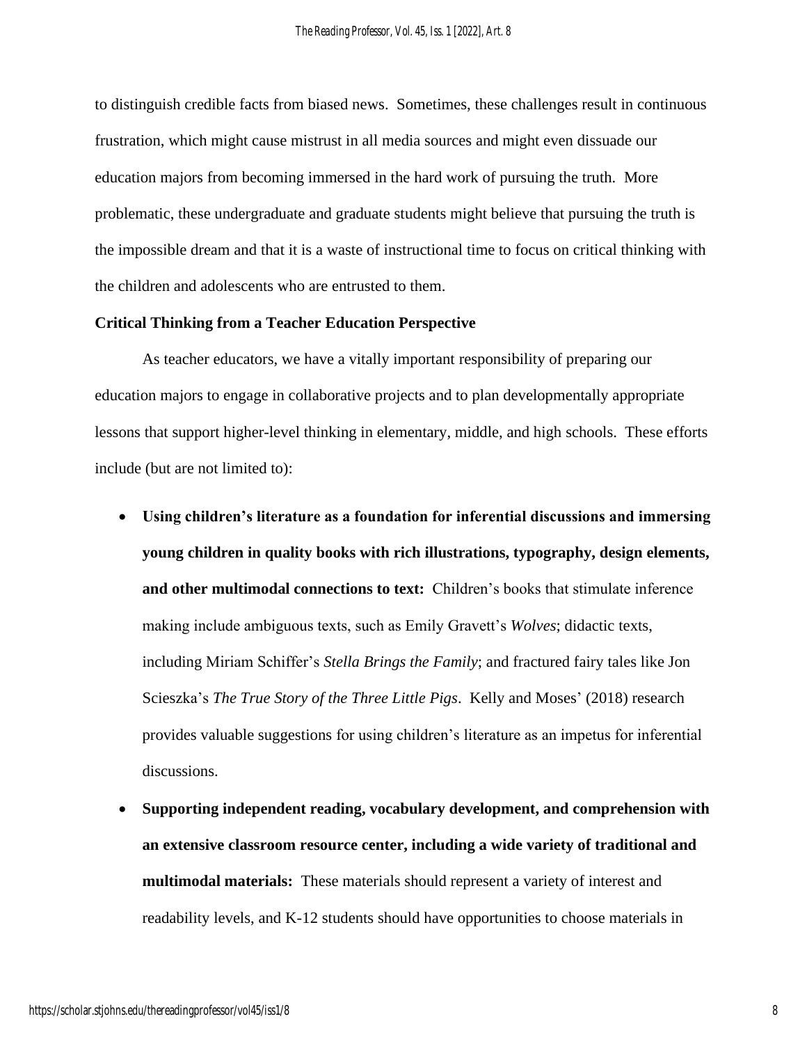to distinguish credible facts from biased news. Sometimes, these challenges result in continuous frustration, which might cause mistrust in all media sources and might even dissuade our education majors from becoming immersed in the hard work of pursuing the truth. More problematic, these undergraduate and graduate students might believe that pursuing the truth is the impossible dream and that it is a waste of instructional time to focus on critical thinking with the children and adolescents who are entrusted to them.

## Critical Thinking from a Teacher Education Perspective

As teacher educators, we have a vitally important responsibility of preparing our education majors to engage in collaborative projects and to plan developmentally appropriate lessons that support higher-level thinking in elementary, middle, and high schools. These efforts include (but are not limited to):

- **Using children's literature as a foundation for inferential discussions and immersing young children in quality books with rich illustrations, typography, design elements, and other multimodal connections to text:** Children's books that stimulate inference making include ambiguous texts, such as Emily Gravett's *Wolves*; didactic texts, including Miriam Schiffer's *Stella Brings the Family*; and fractured fairy tales like Jon Scieszka's *The True Story of the Three Little Pigs*. Kelly and Moses' (2018) research provides valuable suggestions for using children's literature as an impetus for inferential discussions.
- **Supporting independent reading, vocabulary development, and comprehension with an extensive classroom resource center, including a wide variety of traditional and multimodal materials:** These materials should represent a variety of interest and readability levels, and K-12 students should have opportunities to choose materials in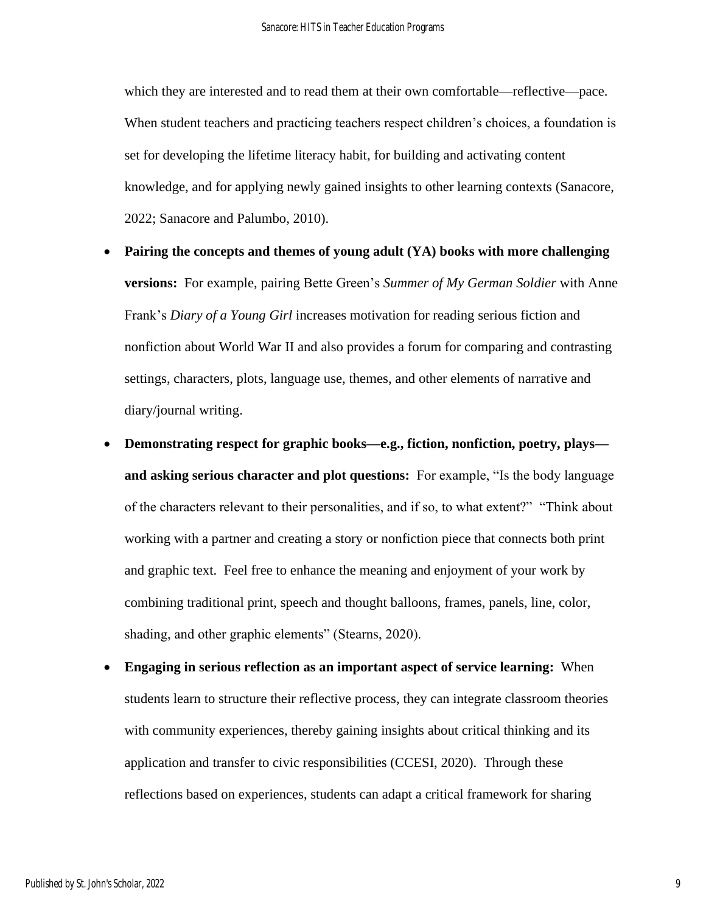which they are interested and to read them at their own comfortable—reflective—pace. When student teachers and practicing teachers respect children's choices, a foundation is set for developing the lifetime literacy habit, for building and activating content knowledge, and for applying newly gained insights to other learning contexts (Sanacore, 2022; Sanacore and Palumbo, 2010).

- **Pairing the concepts and themes of young adult (YA) books with more challenging versions:** For example, pairing Bette Green's *Summer of My German Soldier* with Anne Frank's *Diary of a Young Girl* increases motivation for reading serious fiction and nonfiction about World War II and also provides a forum for comparing and contrasting settings, characters, plots, language use, themes, and other elements of narrative and diary/journal writing.
- **Demonstrating respect for graphic books—e.g., fiction, nonfiction, poetry, plays—and asking serious character and plot questions:** For example, "Is the body language of the characters relevant to their personalities, and if so, to what extent?" "Think about working with a partner and creating a story or nonfiction piece that connects both print and graphic text. Feel free to enhance the meaning and enjoyment of your work by combining traditional print, speech and thought balloons, frames, panels, line, color, shading, and other graphic elements" (Stearns, 2020).
- **Engaging in serious reflection as an important aspect of service learning:** When students learn to structure their reflective process, they can integrate classroom theories with community experiences, thereby gaining insights about critical thinking and its application and transfer to civic responsibilities (CCESI, 2020). Through these reflections based on experiences, students can adapt a critical framework for sharing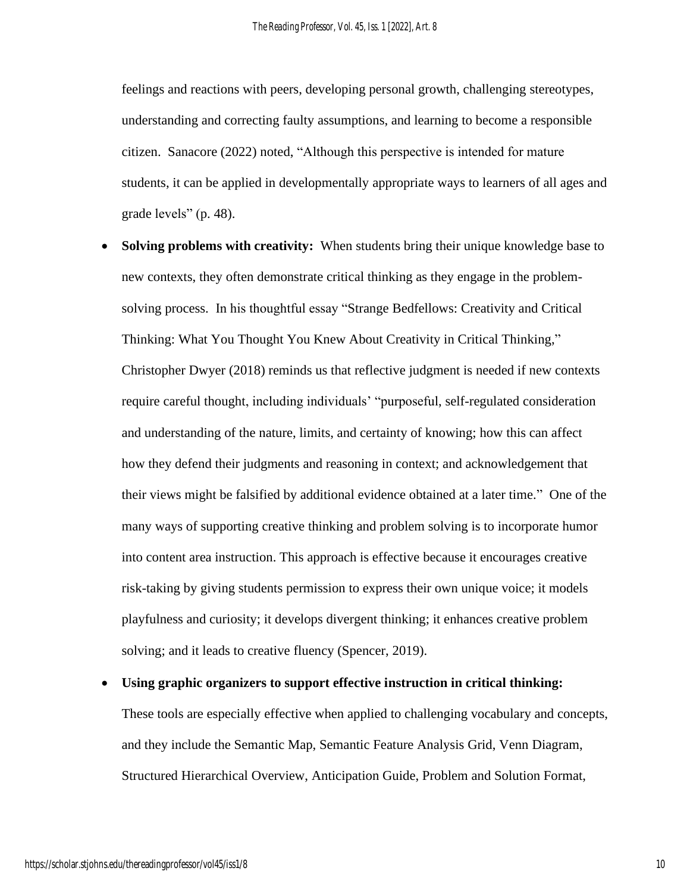feelings and reactions with peers, developing personal growth, challenging stereotypes, understanding and correcting faulty assumptions, and learning to become a responsible citizen. Sanacore (2022) noted, "Although this perspective is intended for mature students, it can be applied in developmentally appropriate ways to learners of all ages and grade levels" (p. 48).

- **Solving problems with creativity:** When students bring their unique knowledge base to new contexts, they often demonstrate critical thinking as they engage in the problem-solving process. In his thoughtful essay "Strange Bedfellows: Creativity and Critical Thinking: What You Thought You Knew About Creativity in Critical Thinking," Christopher Dwyer (2018) reminds us that reflective judgment is needed if new contexts require careful thought, including individuals' "purposeful, self-regulated consideration and understanding of the nature, limits, and certainty of knowing; how this can affect how they defend their judgments and reasoning in context; and acknowledgement that their views might be falsified by additional evidence obtained at a later time." One of the many ways of supporting creative thinking and problem solving is to incorporate humor into content area instruction. This approach is effective because it encourages creative risk-taking by giving students permission to express their own unique voice; it models playfulness and curiosity; it develops divergent thinking; it enhances creative problem solving; and it leads to creative fluency (Spencer, 2019).

- **Using graphic organizers to support effective instruction in critical thinking:** These tools are especially effective when applied to challenging vocabulary and concepts, and they include the Semantic Map, Semantic Feature Analysis Grid, Venn Diagram, Structured Hierarchical Overview, Anticipation Guide, Problem and Solution Format,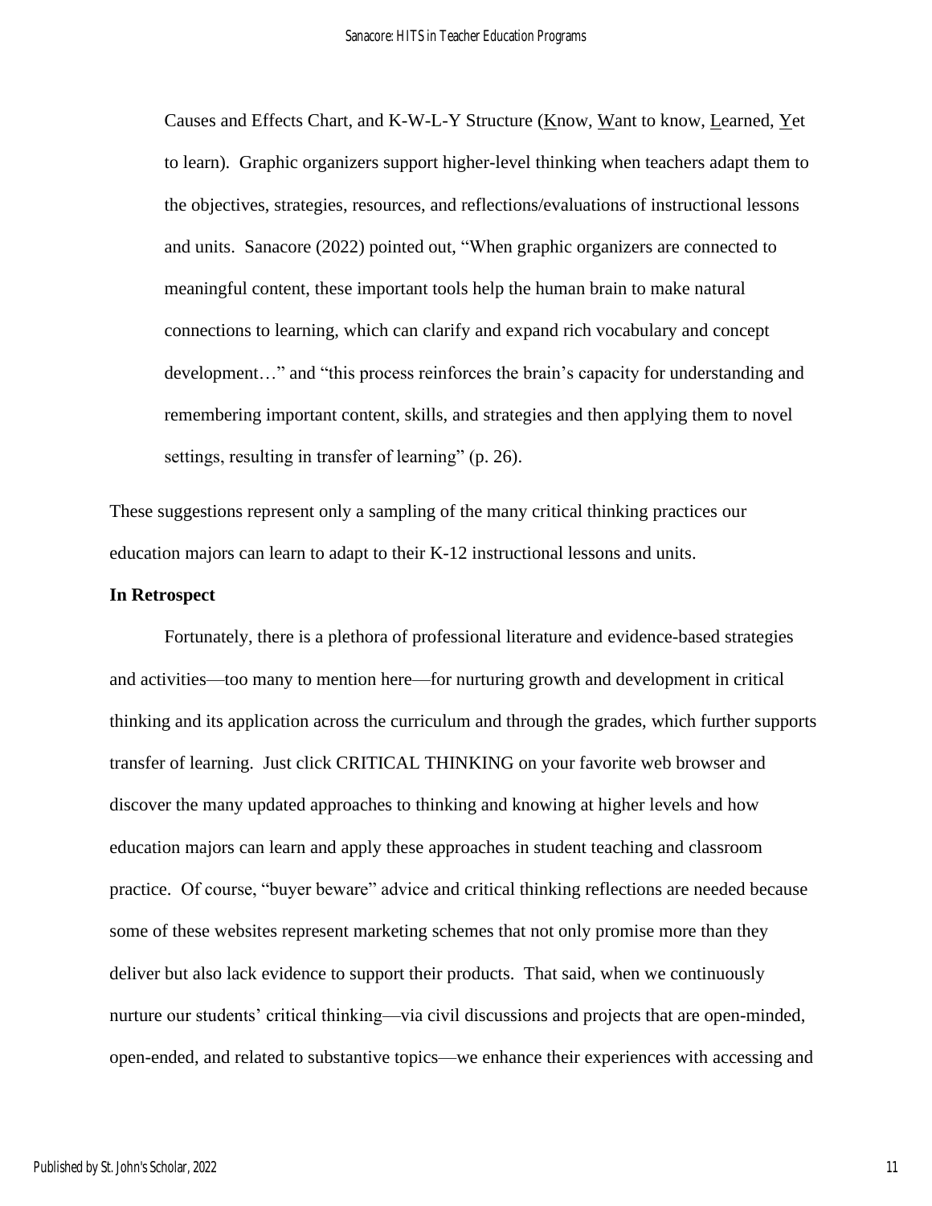Causes and Effects Chart, and K-W-L-Y Structure (Know, Want to know, Learned, Yet to learn). Graphic organizers support higher-level thinking when teachers adapt them to the objectives, strategies, resources, and reflections/evaluations of instructional lessons and units. Sanacore (2022) pointed out, "When graphic organizers are connected to meaningful content, these important tools help the human brain to make natural connections to learning, which can clarify and expand rich vocabulary and concept development…" and "this process reinforces the brain's capacity for understanding and remembering important content, skills, and strategies and then applying them to novel settings, resulting in transfer of learning" (p. 26).

These suggestions represent only a sampling of the many critical thinking practices our education majors can learn to adapt to their K-12 instructional lessons and units.

**In Retrospect**

Fortunately, there is a plethora of professional literature and evidence-based strategies and activities—too many to mention here—for nurturing growth and development in critical thinking and its application across the curriculum and through the grades, which further supports transfer of learning. Just click CRITICAL THINKING on your favorite web browser and discover the many updated approaches to thinking and knowing at higher levels and how education majors can learn and apply these approaches in student teaching and classroom practice. Of course, "buyer beware" advice and critical thinking reflections are needed because some of these websites represent marketing schemes that not only promise more than they deliver but also lack evidence to support their products. That said, when we continuously nurture our students' critical thinking—via civil discussions and projects that are open-minded, open-ended, and related to substantive topics—we enhance their experiences with accessing and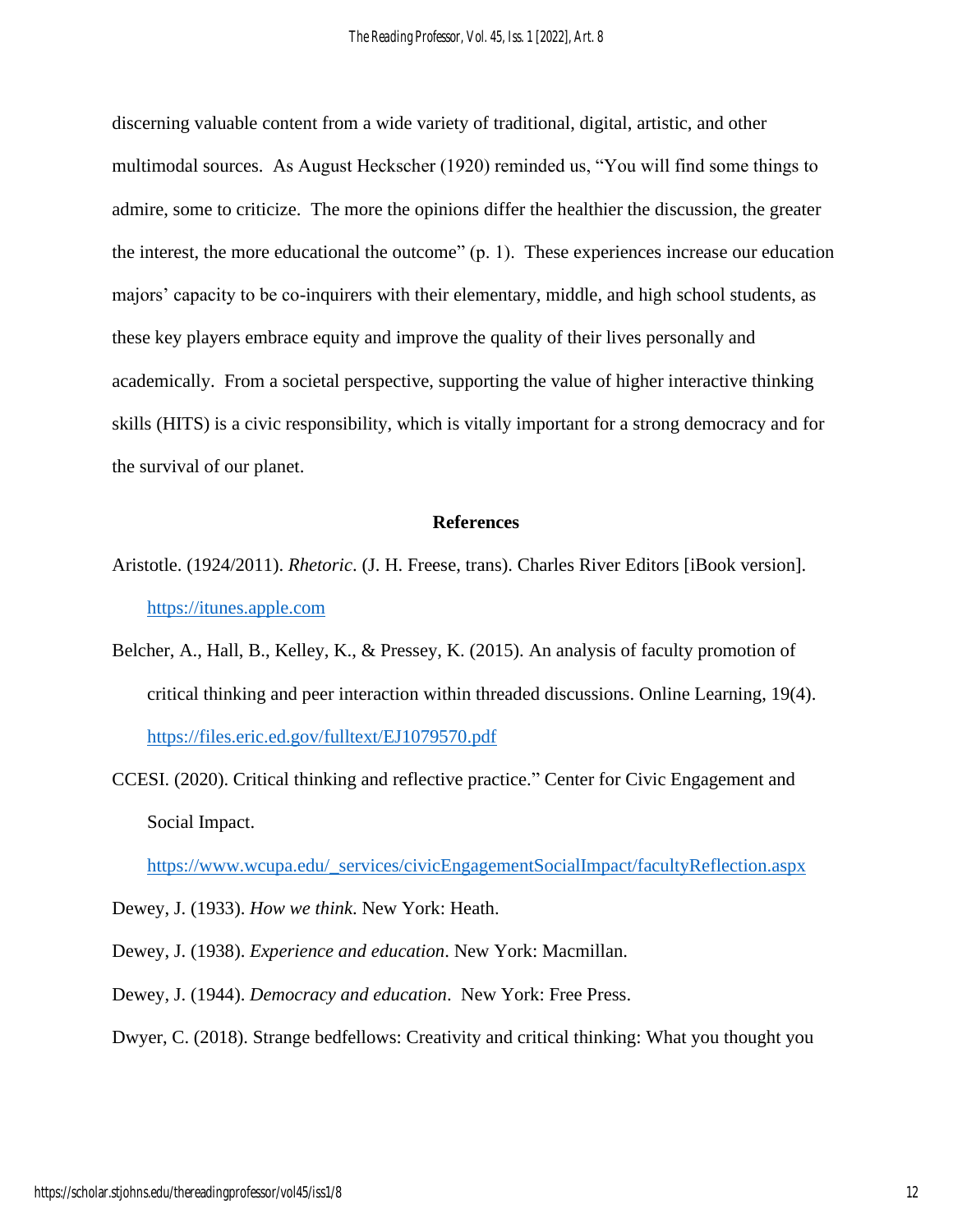discerning valuable content from a wide variety of traditional, digital, artistic, and other multimodal sources. As August Heckscher (1920) reminded us, "You will find some things to admire, some to criticize. The more the opinions differ the healthier the discussion, the greater the interest, the more educational the outcome" (p. 1). These experiences increase our education majors' capacity to be co-inquirers with their elementary, middle, and high school students, as these key players embrace equity and improve the quality of their lives personally and academically. From a societal perspective, supporting the value of higher interactive thinking skills (HITS) is a civic responsibility, which is vitally important for a strong democracy and for the survival of our planet.

## References

Aristotle. (1924/2011). *Rhetoric*. (J. H. Freese, trans). Charles River Editors [iBook version]. https://itunes.apple.com

Belcher, A., Hall, B., Kelley, K., & Pressey, K. (2015). An analysis of faculty promotion of critical thinking and peer interaction within threaded discussions. Online Learning, 19(4). https://files.eric.ed.gov/fulltext/EJ1079570.pdf

CCESI. (2020). Critical thinking and reflective practice." Center for Civic Engagement and Social Impact. https://www.wcupa.edu/_services/civicEngagementSocialImpact/facultyReflection.aspx

Dewey, J. (1933). *How we think*. New York: Heath.

Dewey, J. (1938). *Experience and education*. New York: Macmillan.

Dewey, J. (1944). *Democracy and education*. New York: Free Press.

Dwyer, C. (2018). Strange bedfellows: Creativity and critical thinking: What you thought you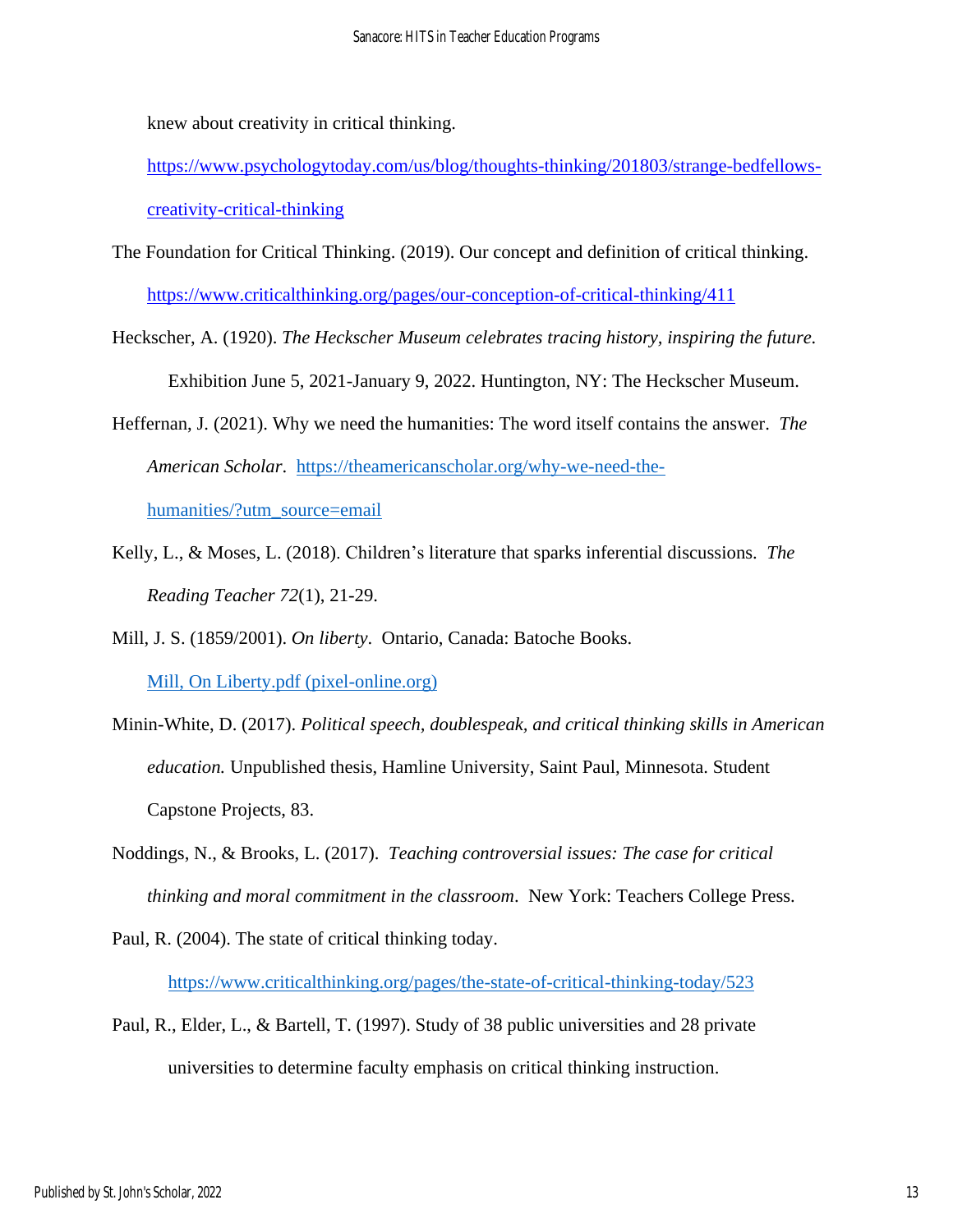knew about creativity in critical thinking. https://www.psychologytoday.com/us/blog/thoughts-thinking/201803/strange-bedfellows-creativity-critical-thinking

The Foundation for Critical Thinking. (2019). Our concept and definition of critical thinking. https://www.criticalthinking.org/pages/our-conception-of-critical-thinking/411

Heckscher, A. (1920). *The Heckscher Museum celebrates tracing history, inspiring the future.* Exhibition June 5, 2021-January 9, 2022. Huntington, NY: The Heckscher Museum.

Heffernan, J. (2021). Why we need the humanities: The word itself contains the answer. *The American Scholar*. https://theamericanscholar.org/why-we-need-the-humanities/?utm_source=email

Kelly, L., & Moses, L. (2018). Children's literature that sparks inferential discussions. *The Reading Teacher 72*(1), 21-29.

Mill, J. S. (1859/2001). *On liberty*. Ontario, Canada: Batoche Books. Mill, On Liberty.pdf (pixel-online.org)

Minin-White, D. (2017). *Political speech, doublespeak, and critical thinking skills in American education.* Unpublished thesis, Hamline University, Saint Paul, Minnesota. Student Capstone Projects, 83.

Noddings, N., & Brooks, L. (2017). *Teaching controversial issues: The case for critical thinking and moral commitment in the classroom*. New York: Teachers College Press.

Paul, R. (2004). The state of critical thinking today. https://www.criticalthinking.org/pages/the-state-of-critical-thinking-today/523

Paul, R., Elder, L., & Bartell, T. (1997). Study of 38 public universities and 28 private universities to determine faculty emphasis on critical thinking instruction.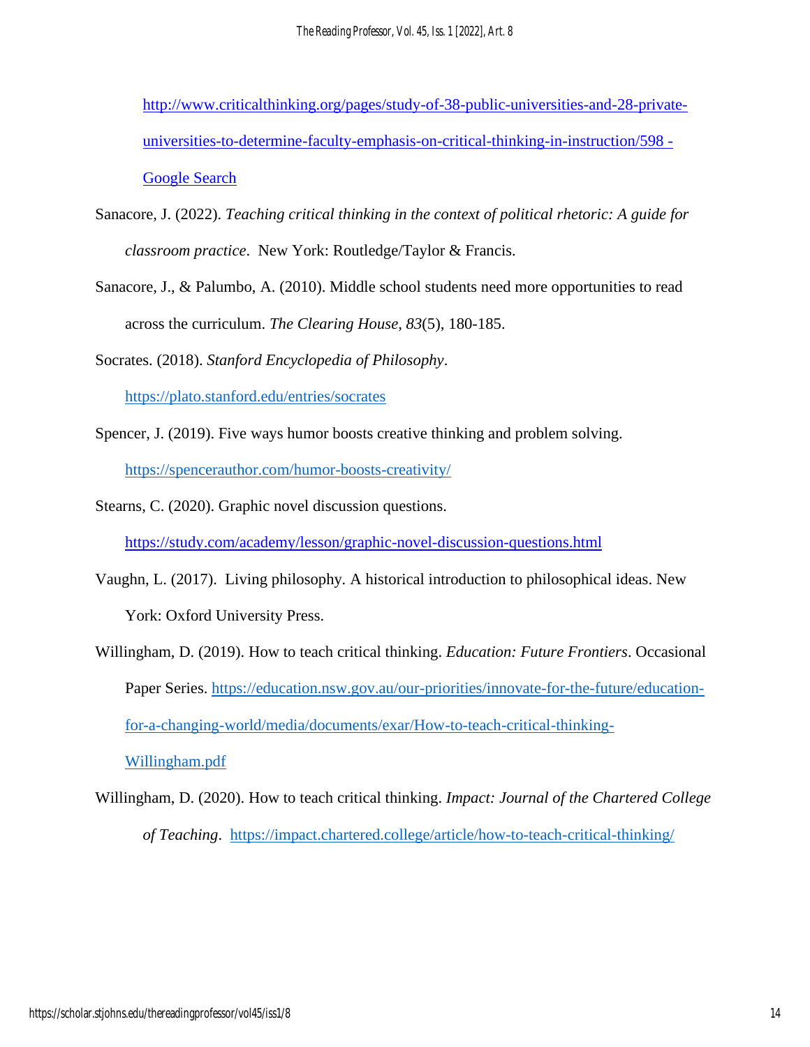http://www.criticalthinking.org/pages/study-of-38-public-universities-and-28-private-universities-to-determine-faculty-emphasis-on-critical-thinking-in-instruction/598 - Google Search

Sanacore, J. (2022). *Teaching critical thinking in the context of political rhetoric: A guide for classroom practice*. New York: Routledge/Taylor & Francis.

Sanacore, J., & Palumbo, A. (2010). Middle school students need more opportunities to read across the curriculum. *The Clearing House, 83*(5), 180-185.

Socrates. (2018). *Stanford Encyclopedia of Philosophy*. https://plato.stanford.edu/entries/socrates

Spencer, J. (2019). Five ways humor boosts creative thinking and problem solving. https://spencerauthor.com/humor-boosts-creativity/

Stearns, C. (2020). Graphic novel discussion questions. https://study.com/academy/lesson/graphic-novel-discussion-questions.html

Vaughn, L. (2017). Living philosophy. A historical introduction to philosophical ideas. New York: Oxford University Press.

Willingham, D. (2019). How to teach critical thinking. *Education: Future Frontiers*. Occasional Paper Series. https://education.nsw.gov.au/our-priorities/innovate-for-the-future/education-for-a-changing-world/media/documents/exar/How-to-teach-critical-thinking-Willingham.pdf

Willingham, D. (2020). How to teach critical thinking. *Impact: Journal of the Chartered College of Teaching*. https://impact.chartered.college/article/how-to-teach-critical-thinking/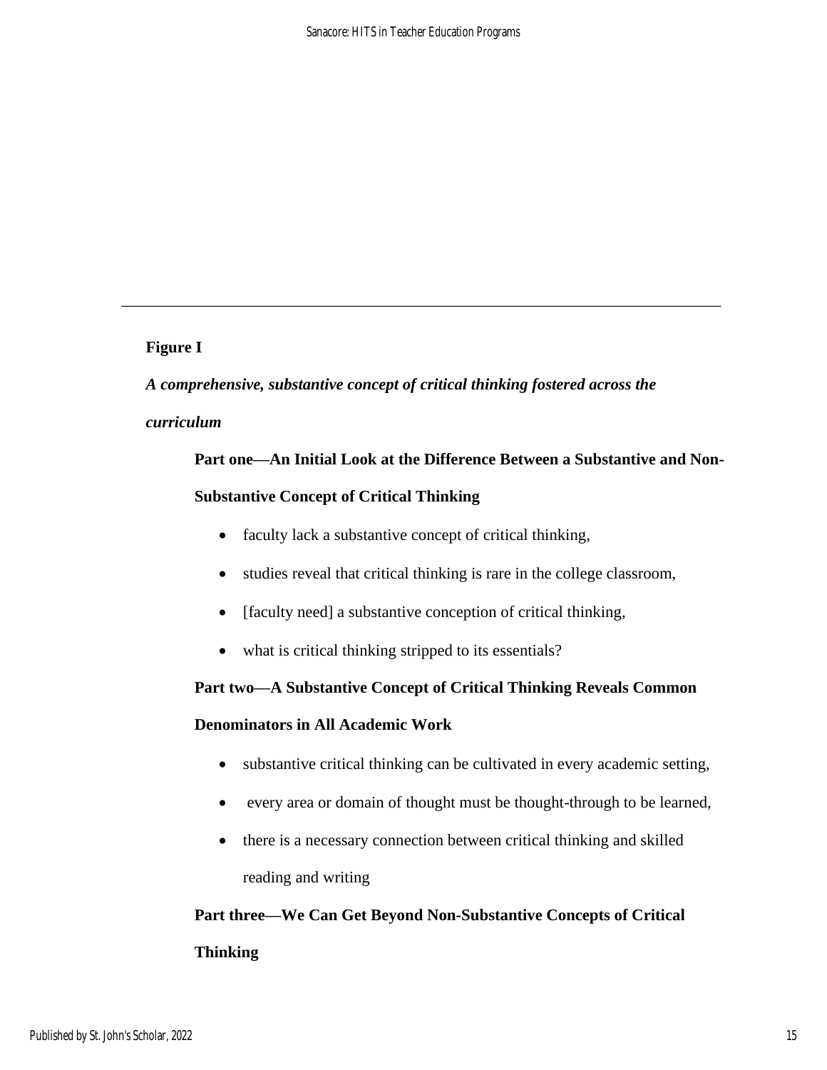---

**Figure I**

***A comprehensive, substantive concept of critical thinking fostered across the curriculum***

**Part one—An Initial Look at the Difference Between a Substantive and Non-Substantive Concept of Critical Thinking**

- faculty lack a substantive concept of critical thinking,
- studies reveal that critical thinking is rare in the college classroom,
- [faculty need] a substantive conception of critical thinking,
- what is critical thinking stripped to its essentials?

**Part two—A Substantive Concept of Critical Thinking Reveals Common Denominators in All Academic Work**

- substantive critical thinking can be cultivated in every academic setting,
- every area or domain of thought must be thought-through to be learned,
- there is a necessary connection between critical thinking and skilled reading and writing

**Part three—We Can Get Beyond Non-Substantive Concepts of Critical Thinking**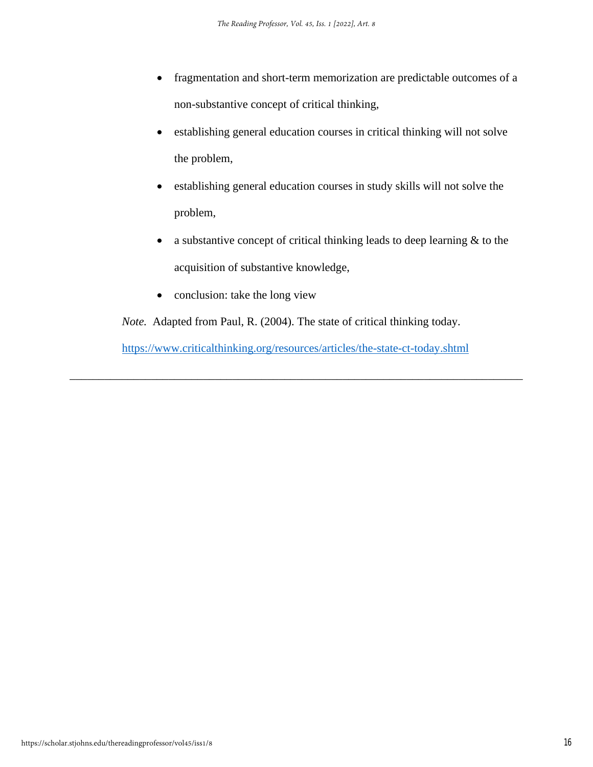- fragmentation and short-term memorization are predictable outcomes of a non-substantive concept of critical thinking,
- establishing general education courses in critical thinking will not solve the problem,
- establishing general education courses in study skills will not solve the problem,
- a substantive concept of critical thinking leads to deep learning & to the acquisition of substantive knowledge,
- conclusion: take the long view

*Note.* Adapted from Paul, R. (2004). The state of critical thinking today. https://www.criticalthinking.org/resources/articles/the-state-ct-today.shtml

---